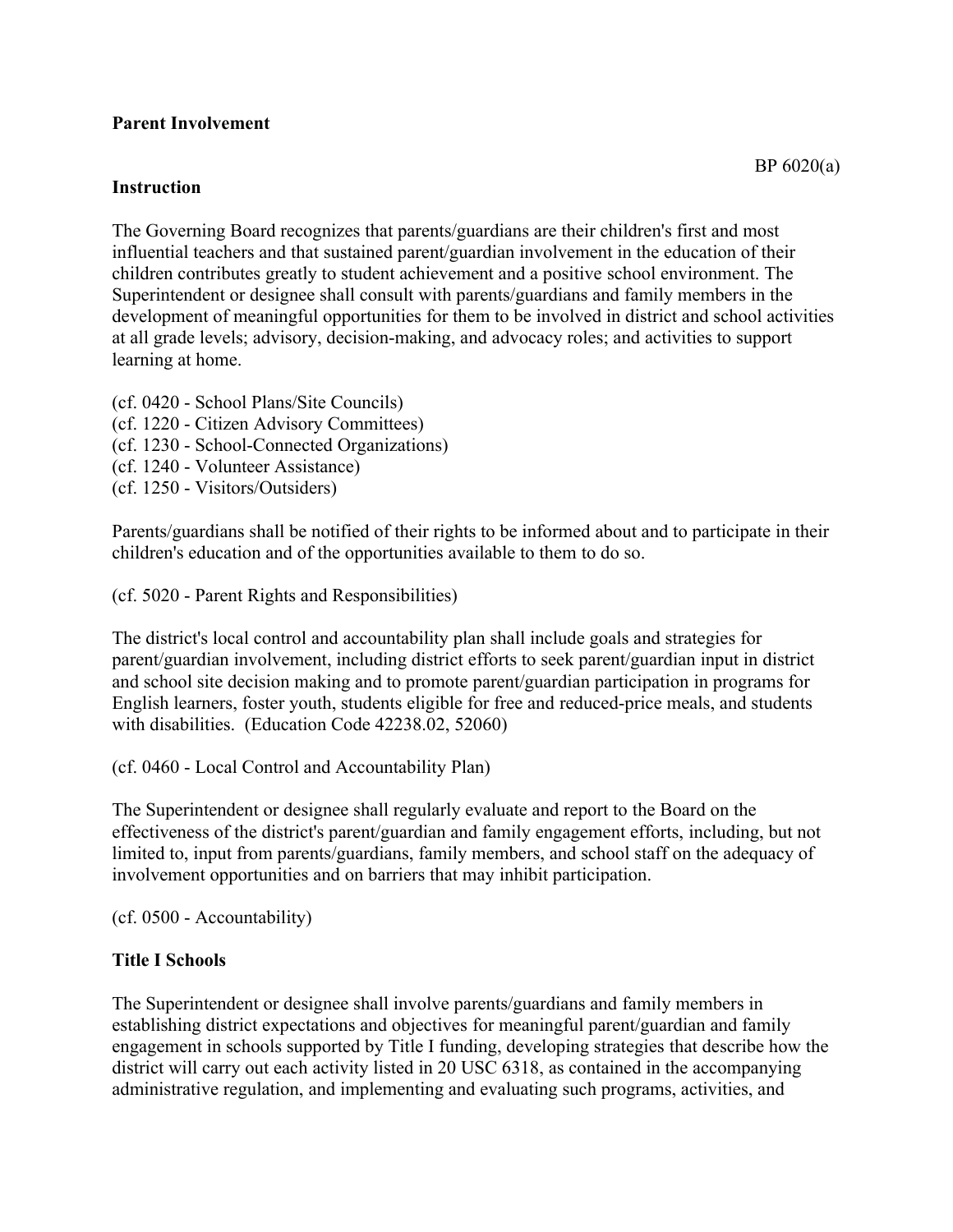**Parent Involvement**

BP 6020(a)

**Instruction**

The Governing Board recognizes that parents/guardians are their children's first and most influential teachers and that sustained parent/guardian involvement in the education of their children contributes greatly to student achievement and a positive school environment. The Superintendent or designee shall consult with parents/guardians and family members in the development of meaningful opportunities for them to be involved in district and school activities at all grade levels; advisory, decision-making, and advocacy roles; and activities to support learning at home.

(cf. 0420 - School Plans/Site Councils)
(cf. 1220 - Citizen Advisory Committees)
(cf. 1230 - School-Connected Organizations)
(cf. 1240 - Volunteer Assistance)
(cf. 1250 - Visitors/Outsiders)

Parents/guardians shall be notified of their rights to be informed about and to participate in their children's education and of the opportunities available to them to do so.

(cf. 5020 - Parent Rights and Responsibilities)

The district's local control and accountability plan shall include goals and strategies for parent/guardian involvement, including district efforts to seek parent/guardian input in district and school site decision making and to promote parent/guardian participation in programs for English learners, foster youth, students eligible for free and reduced-price meals, and students with disabilities. (Education Code 42238.02, 52060)

(cf. 0460 - Local Control and Accountability Plan)

The Superintendent or designee shall regularly evaluate and report to the Board on the effectiveness of the district's parent/guardian and family engagement efforts, including, but not limited to, input from parents/guardians, family members, and school staff on the adequacy of involvement opportunities and on barriers that may inhibit participation.

(cf. 0500 - Accountability)

**Title I Schools**

The Superintendent or designee shall involve parents/guardians and family members in establishing district expectations and objectives for meaningful parent/guardian and family engagement in schools supported by Title I funding, developing strategies that describe how the district will carry out each activity listed in 20 USC 6318, as contained in the accompanying administrative regulation, and implementing and evaluating such programs, activities, and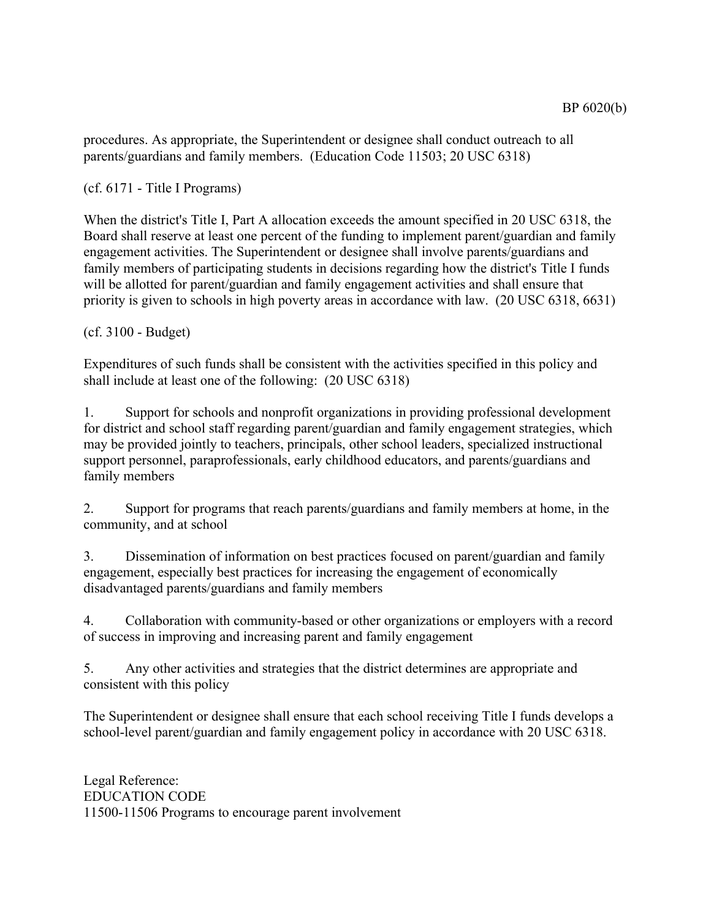procedures. As appropriate, the Superintendent or designee shall conduct outreach to all parents/guardians and family members. (Education Code 11503; 20 USC 6318)

(cf. 6171 - Title I Programs)

When the district's Title I, Part A allocation exceeds the amount specified in 20 USC 6318, the Board shall reserve at least one percent of the funding to implement parent/guardian and family engagement activities. The Superintendent or designee shall involve parents/guardians and family members of participating students in decisions regarding how the district's Title I funds will be allotted for parent/guardian and family engagement activities and shall ensure that priority is given to schools in high poverty areas in accordance with law. (20 USC 6318, 6631)

(cf. 3100 - Budget)

Expenditures of such funds shall be consistent with the activities specified in this policy and shall include at least one of the following: (20 USC 6318)

1. Support for schools and nonprofit organizations in providing professional development for district and school staff regarding parent/guardian and family engagement strategies, which may be provided jointly to teachers, principals, other school leaders, specialized instructional support personnel, paraprofessionals, early childhood educators, and parents/guardians and family members

2. Support for programs that reach parents/guardians and family members at home, in the community, and at school

3. Dissemination of information on best practices focused on parent/guardian and family engagement, especially best practices for increasing the engagement of economically disadvantaged parents/guardians and family members

4. Collaboration with community-based or other organizations or employers with a record of success in improving and increasing parent and family engagement

5. Any other activities and strategies that the district determines are appropriate and consistent with this policy

The Superintendent or designee shall ensure that each school receiving Title I funds develops a school-level parent/guardian and family engagement policy in accordance with 20 USC 6318.

Legal Reference:
EDUCATION CODE
11500-11506 Programs to encourage parent involvement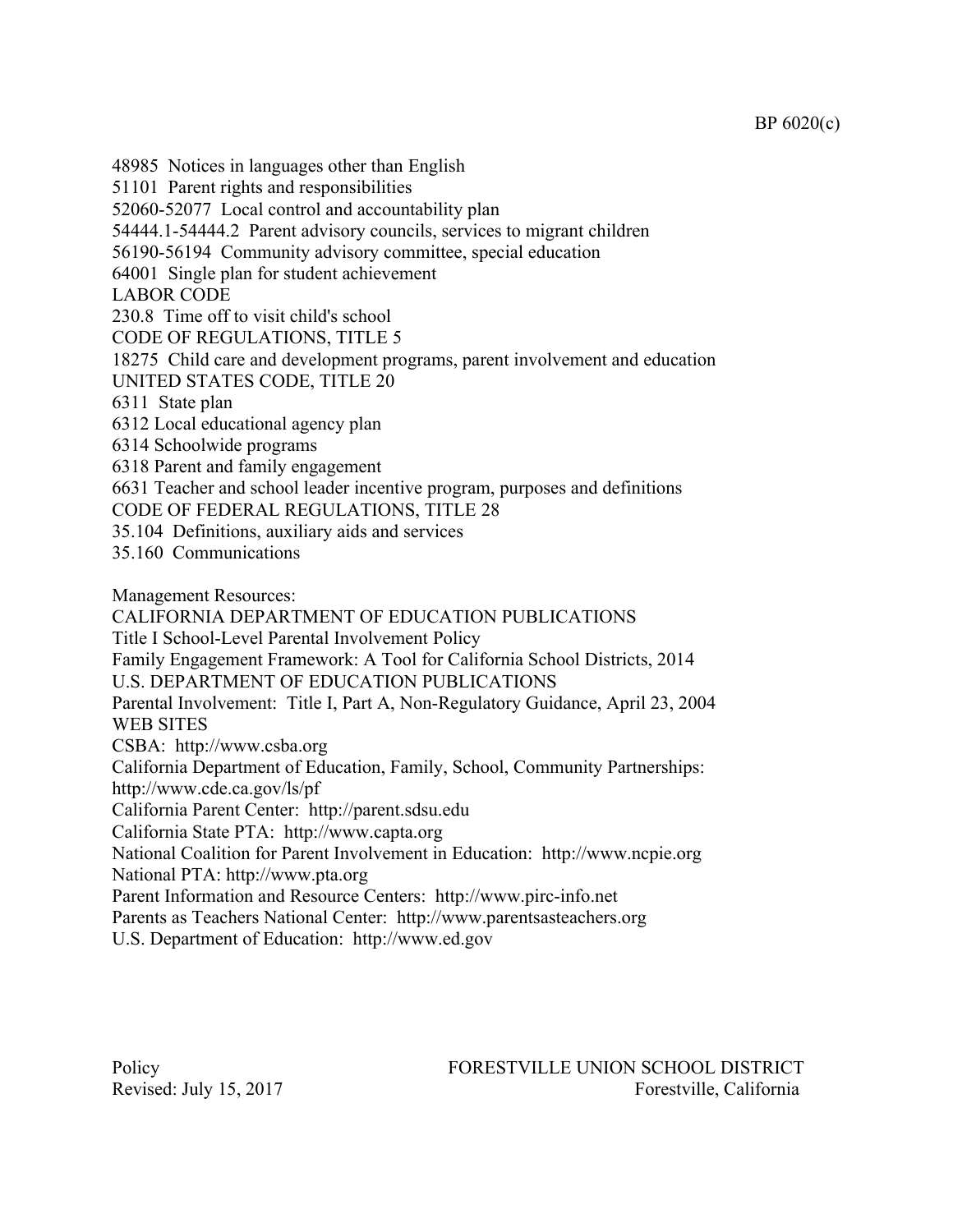48985 Notices in languages other than English
51101 Parent rights and responsibilities
52060-52077 Local control and accountability plan
54444.1-54444.2 Parent advisory councils, services to migrant children
56190-56194 Community advisory committee, special education
64001 Single plan for student achievement
LABOR CODE
230.8 Time off to visit child's school
CODE OF REGULATIONS, TITLE 5
18275 Child care and development programs, parent involvement and education
UNITED STATES CODE, TITLE 20
6311 State plan
6312 Local educational agency plan
6314 Schoolwide programs
6318 Parent and family engagement
6631 Teacher and school leader incentive program, purposes and definitions
CODE OF FEDERAL REGULATIONS, TITLE 28
35.104 Definitions, auxiliary aids and services
35.160 Communications

Management Resources:
CALIFORNIA DEPARTMENT OF EDUCATION PUBLICATIONS
Title I School-Level Parental Involvement Policy
Family Engagement Framework: A Tool for California School Districts, 2014
U.S. DEPARTMENT OF EDUCATION PUBLICATIONS
Parental Involvement: Title I, Part A, Non-Regulatory Guidance, April 23, 2004
WEB SITES
CSBA: http://www.csba.org
California Department of Education, Family, School, Community Partnerships: http://www.cde.ca.gov/ls/pf
California Parent Center: http://parent.sdsu.edu
California State PTA: http://www.capta.org
National Coalition for Parent Involvement in Education: http://www.ncpie.org
National PTA: http://www.pta.org
Parent Information and Resource Centers: http://www.pirc-info.net
Parents as Teachers National Center: http://www.parentsasteachers.org
U.S. Department of Education: http://www.ed.gov

Policy
Revised: July 15, 2017

FORESTVILLE UNION SCHOOL DISTRICT
Forestville, California